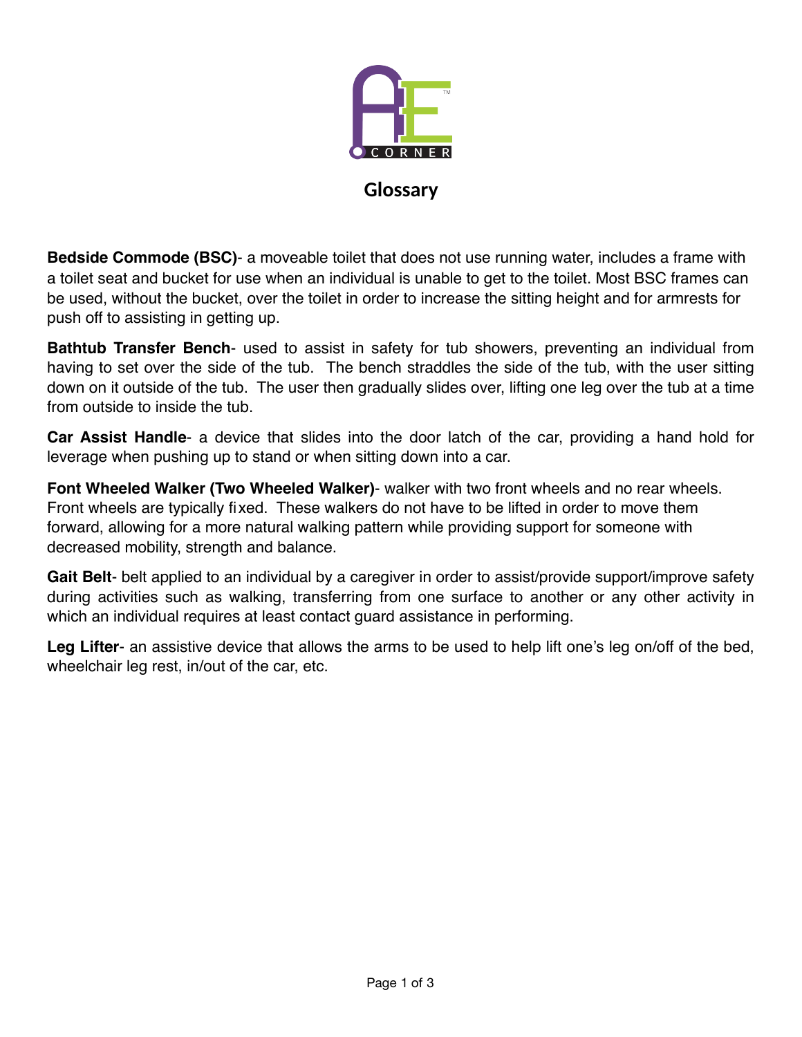# Glossary

**Bedside Commode (BSC)**- a moveable toilet that does not use running water, includes a frame with a toilet seat and bucket for use when an individual is unable to get to the toilet. Most BSC frames can be used, without the bucket, over the toilet in order to increase the sitting height and for armrests for push off to assisting in getting up.

**Bathtub Transfer Bench**- used to assist in safety for tub showers, preventing an individual from having to set over the side of the tub. The bench straddles the side of the tub, with the user sitting down on it outside of the tub. The user then gradually slides over, lifting one leg over the tub at a time from outside to inside the tub.

**Car Assist Handle**- a device that slides into the door latch of the car, providing a hand hold for leverage when pushing up to stand or when sitting down into a car.

**Font Wheeled Walker (Two Wheeled Walker)**- walker with two front wheels and no rear wheels. Front wheels are typically fixed. These walkers do not have to be lifted in order to move them forward, allowing for a more natural walking pattern while providing support for someone with decreased mobility, strength and balance.

**Gait Belt**- belt applied to an individual by a caregiver in order to assist/provide support/improve safety during activities such as walking, transferring from one surface to another or any other activity in which an individual requires at least contact guard assistance in performing.

**Leg Lifter**- an assistive device that allows the arms to be used to help lift one's leg on/off of the bed, wheelchair leg rest, in/out of the car, etc.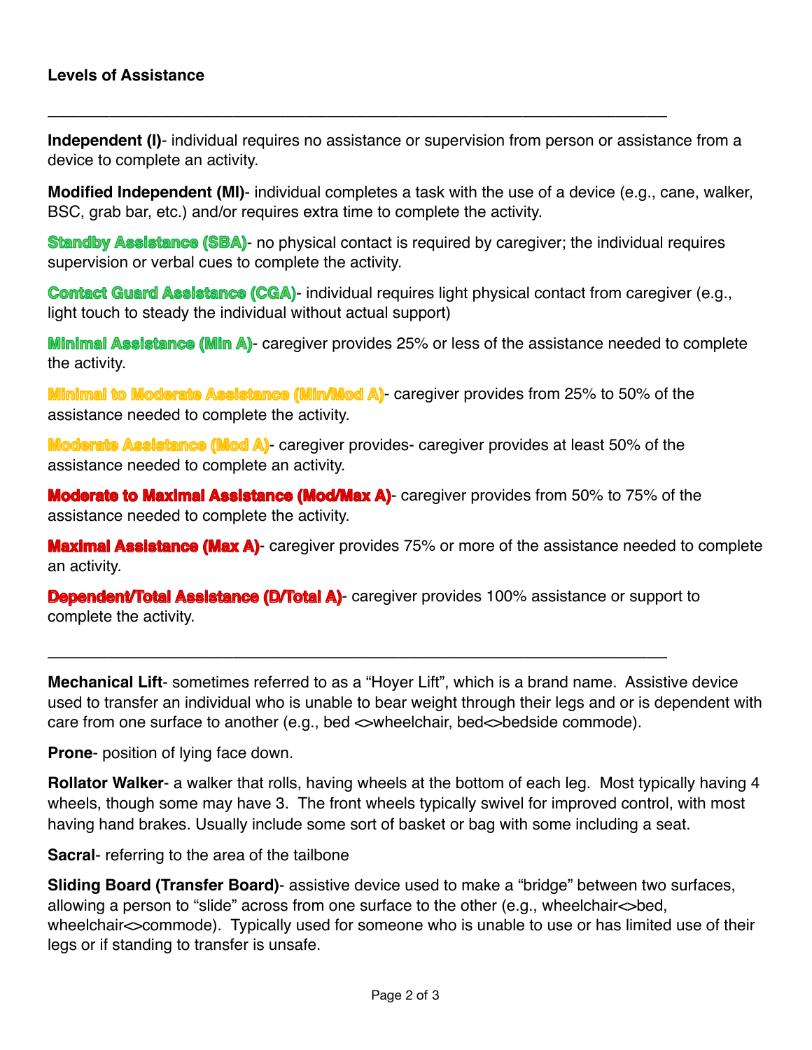**Levels of Assistance**

---

**Independent (I)**- individual requires no assistance or supervision from person or assistance from a device to complete an activity.

**Modified Independent (MI)**- individual completes a task with the use of a device (e.g., cane, walker, BSC, grab bar, etc.) and/or requires extra time to complete the activity.

**Standby Assistance (SBA)**- no physical contact is required by caregiver; the individual requires supervision or verbal cues to complete the activity.

**Contact Guard Assistance (CGA)**- individual requires light physical contact from caregiver (e.g., light touch to steady the individual without actual support)

**Minimal Assistance (Min A)**- caregiver provides 25% or less of the assistance needed to complete the activity.

**Minimal to Moderate Assistance (Min/Mod A)**- caregiver provides from 25% to 50% of the assistance needed to complete the activity.

**Moderate Assistance (Mod A)**- caregiver provides- caregiver provides at least 50% of the assistance needed to complete an activity.

**Moderate to Maximal Assistance (Mod/Max A)**- caregiver provides from 50% to 75% of the assistance needed to complete the activity.

**Maximal Assistance (Max A)**- caregiver provides 75% or more of the assistance needed to complete an activity.

**Dependent/Total Assistance (D/Total A)**- caregiver provides 100% assistance or support to complete the activity.

---

**Mechanical Lift**- sometimes referred to as a "Hoyer Lift", which is a brand name. Assistive device used to transfer an individual who is unable to bear weight through their legs and or is dependent with care from one surface to another (e.g., bed <>wheelchair, bed<>bedside commode).

**Prone**- position of lying face down.

**Rollator Walker**- a walker that rolls, having wheels at the bottom of each leg. Most typically having 4 wheels, though some may have 3. The front wheels typically swivel for improved control, with most having hand brakes. Usually include some sort of basket or bag with some including a seat.

**Sacral**- referring to the area of the tailbone

**Sliding Board (Transfer Board)**- assistive device used to make a "bridge" between two surfaces, allowing a person to "slide" across from one surface to the other (e.g., wheelchair<>bed, wheelchair<>commode). Typically used for someone who is unable to use or has limited use of their legs or if standing to transfer is unsafe.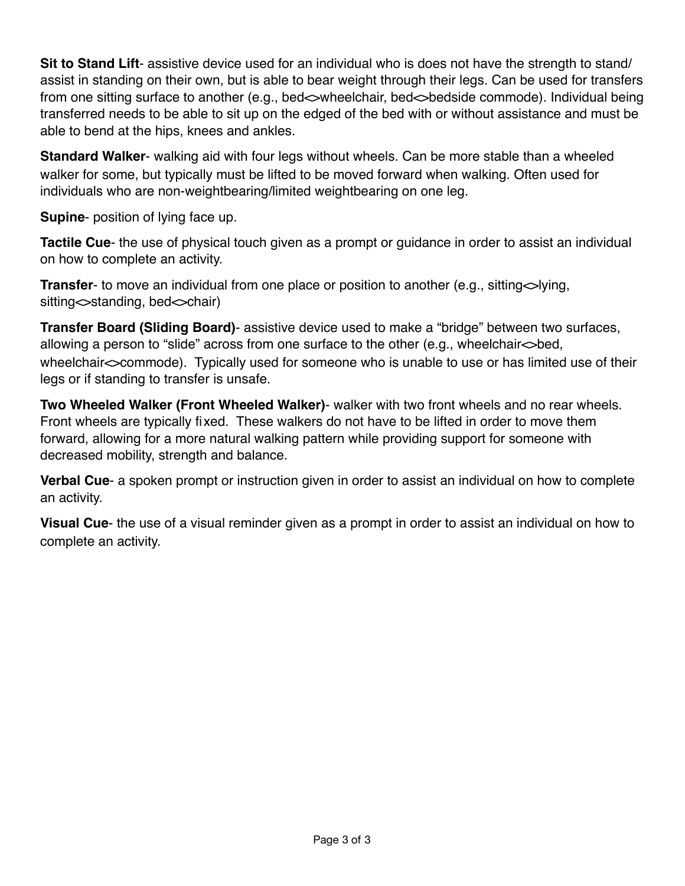**Sit to Stand Lift**- assistive device used for an individual who is does not have the strength to stand/ assist in standing on their own, but is able to bear weight through their legs. Can be used for transfers from one sitting surface to another (e.g., bed<>wheelchair, bed<>bedside commode). Individual being transferred needs to be able to sit up on the edged of the bed with or without assistance and must be able to bend at the hips, knees and ankles.

**Standard Walker**- walking aid with four legs without wheels. Can be more stable than a wheeled walker for some, but typically must be lifted to be moved forward when walking. Often used for individuals who are non-weightbearing/limited weightbearing on one leg.

**Supine**- position of lying face up.

**Tactile Cue**- the use of physical touch given as a prompt or guidance in order to assist an individual on how to complete an activity.

**Transfer**- to move an individual from one place or position to another (e.g., sitting<>lying, sitting<>standing, bed<>chair)

**Transfer Board (Sliding Board)**- assistive device used to make a "bridge" between two surfaces, allowing a person to "slide" across from one surface to the other (e.g., wheelchair<>bed, wheelchair<>commode). Typically used for someone who is unable to use or has limited use of their legs or if standing to transfer is unsafe.

**Two Wheeled Walker (Front Wheeled Walker)**- walker with two front wheels and no rear wheels. Front wheels are typically fixed. These walkers do not have to be lifted in order to move them forward, allowing for a more natural walking pattern while providing support for someone with decreased mobility, strength and balance.

**Verbal Cue**- a spoken prompt or instruction given in order to assist an individual on how to complete an activity.

**Visual Cue**- the use of a visual reminder given as a prompt in order to assist an individual on how to complete an activity.